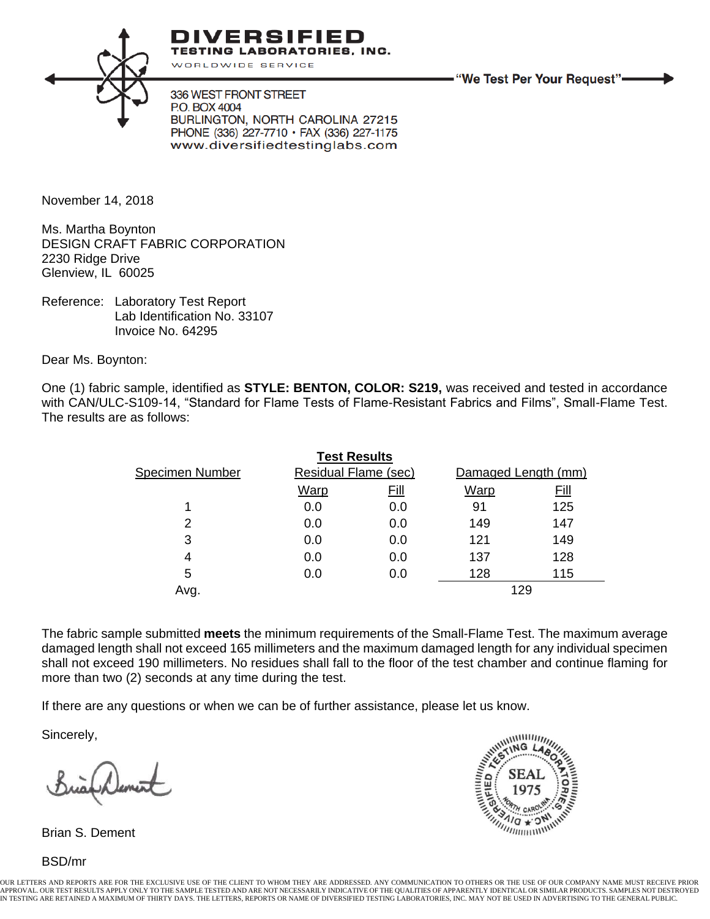# DIVERSIFIED

**TESTING LABORATORIES, INC.**

WORLDWIDE SERVICE

"We Test Per Your Request"

336 WEST FRONT STREET
P.O. BOX 4004
BURLINGTON, NORTH CAROLINA 27215
PHONE (336) 227-7710 • FAX (336) 227-1175
www.diversifiedtestinglabs.com

November 14, 2018

Ms. Martha Boynton
DESIGN CRAFT FABRIC CORPORATION
2230 Ridge Drive
Glenview, IL 60025

Reference: Laboratory Test Report
Lab Identification No. 33107
Invoice No. 64295

Dear Ms. Boynton:

One (1) fabric sample, identified as **STYLE: BENTON, COLOR: S219,** was received and tested in accordance with CAN/ULC-S109-14, "Standard for Flame Tests of Flame-Resistant Fabrics and Films", Small-Flame Test. The results are as follows:

**Test Results**

| Specimen Number | Residual Flame (sec) | | Damaged Length (mm) | |
|---|---|---|---|---|
| | Warp | Fill | Warp | Fill |
| 1 | 0.0 | 0.0 | 91 | 125 |
| 2 | 0.0 | 0.0 | 149 | 147 |
| 3 | 0.0 | 0.0 | 121 | 149 |
| 4 | 0.0 | 0.0 | 137 | 128 |
| 5 | 0.0 | 0.0 | 128 | 115 |
| Avg. | | | 129 | |

The fabric sample submitted **meets** the minimum requirements of the Small-Flame Test. The maximum average damaged length shall not exceed 165 millimeters and the maximum damaged length for any individual specimen shall not exceed 190 millimeters. No residues shall fall to the floor of the test chamber and continue flaming for more than two (2) seconds at any time during the test.

If there are any questions or when we can be of further assistance, please let us know.

Sincerely,

Brian S. Dement

BSD/mr

DIVERSIFIED TESTING LABORATORIES, INC. NORTH CAROLINA SEAL 1975

OUR LETTERS AND REPORTS ARE FOR THE EXCLUSIVE USE OF THE CLIENT TO WHOM THEY ARE ADDRESSED. ANY COMMUNICATION TO OTHERS OR THE USE OF OUR COMPANY NAME MUST RECEIVE PRIOR APPROVAL. OUR TEST RESULTS APPLY ONLY TO THE SAMPLE TESTED AND ARE NOT NECESSARILY INDICATIVE OF THE QUALITIES OF APPARENTLY IDENTICAL OR SIMILAR PRODUCTS. SAMPLES NOT DESTROYED IN TESTING ARE RETAINED A MAXIMUM OF THIRTY DAYS. THE LETTERS, REPORTS OR NAME OF DIVERSIFIED TESTING LABORATORIES, INC. MAY NOT BE USED IN ADVERTISING TO THE GENERAL PUBLIC.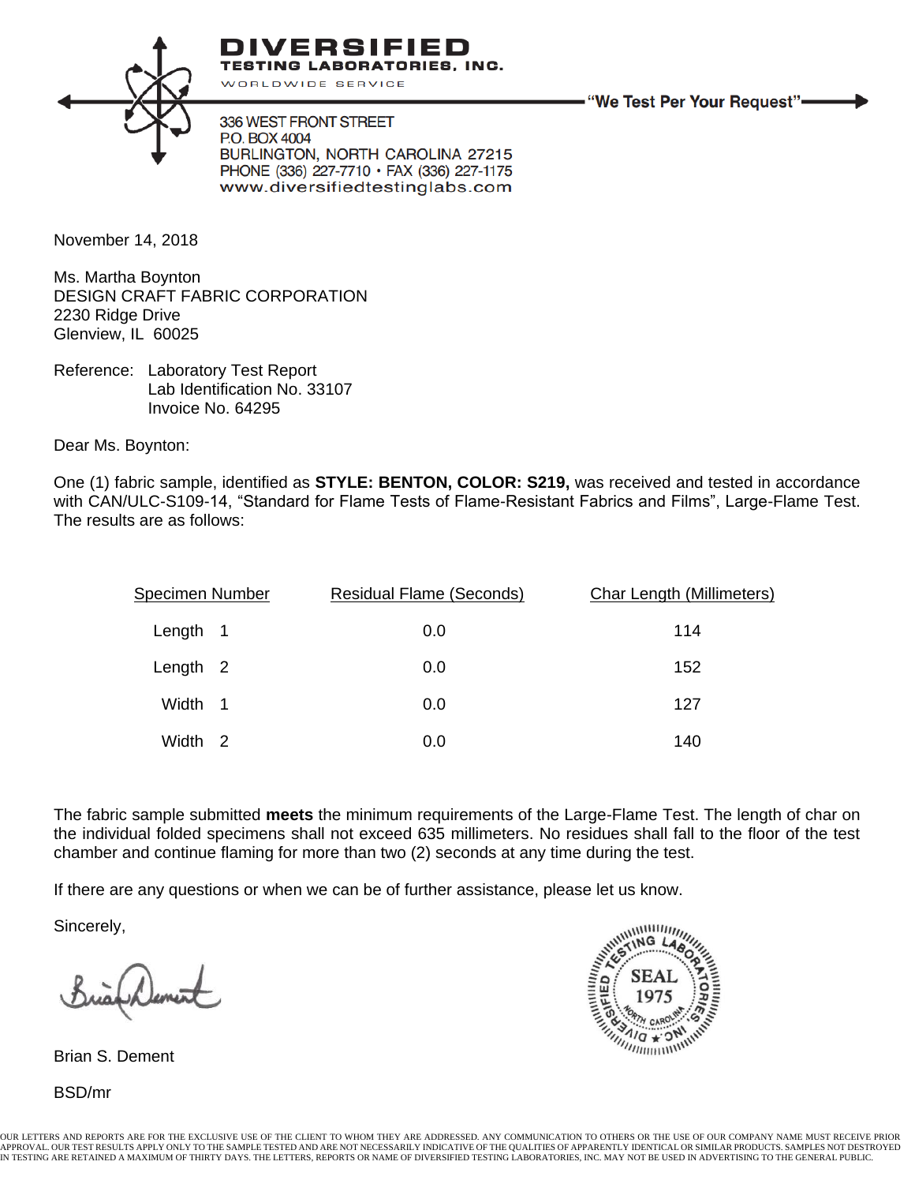**DIVERSIFIED**
**TESTING LABORATORIES, INC.**
WORLDWIDE SERVICE

"We Test Per Your Request"

336 WEST FRONT STREET
P.O. BOX 4004
BURLINGTON, NORTH CAROLINA 27215
PHONE (336) 227-7710 • FAX (336) 227-1175
www.diversifiedtestinglabs.com

November 14, 2018

Ms. Martha Boynton
DESIGN CRAFT FABRIC CORPORATION
2230 Ridge Drive
Glenview, IL 60025

Reference: Laboratory Test Report
Lab Identification No. 33107
Invoice No. 64295

Dear Ms. Boynton:

One (1) fabric sample, identified as **STYLE: BENTON, COLOR: S219,** was received and tested in accordance with CAN/ULC-S109-14, "Standard for Flame Tests of Flame-Resistant Fabrics and Films", Large-Flame Test. The results are as follows:

| Specimen Number | Residual Flame (Seconds) | Char Length (Millimeters) |
|---|---|---|
| Length 1 | 0.0 | 114 |
| Length 2 | 0.0 | 152 |
| Width 1 | 0.0 | 127 |
| Width 2 | 0.0 | 140 |

The fabric sample submitted **meets** the minimum requirements of the Large-Flame Test. The length of char on the individual folded specimens shall not exceed 635 millimeters. No residues shall fall to the floor of the test chamber and continue flaming for more than two (2) seconds at any time during the test.

If there are any questions or when we can be of further assistance, please let us know.

Sincerely,

Brian S. Dement

BSD/mr

DIVERSIFIED TESTING LABORATORIES, INC. SEAL 1975 NORTH CAROLINA

OUR LETTERS AND REPORTS ARE FOR THE EXCLUSIVE USE OF THE CLIENT TO WHOM THEY ARE ADDRESSED. ANY COMMUNICATION TO OTHERS OR THE USE OF OUR COMPANY NAME MUST RECEIVE PRIOR APPROVAL. OUR TEST RESULTS APPLY ONLY TO THE SAMPLE TESTED AND ARE NOT NECESSARILY INDICATIVE OF THE QUALITIES OF APPARENTLY IDENTICAL OR SIMILAR PRODUCTS. SAMPLES NOT DESTROYED IN TESTING ARE RETAINED A MAXIMUM OF THIRTY DAYS. THE LETTERS, REPORTS OR NAME OF DIVERSIFIED TESTING LABORATORIES, INC. MAY NOT BE USED IN ADVERTISING TO THE GENERAL PUBLIC.